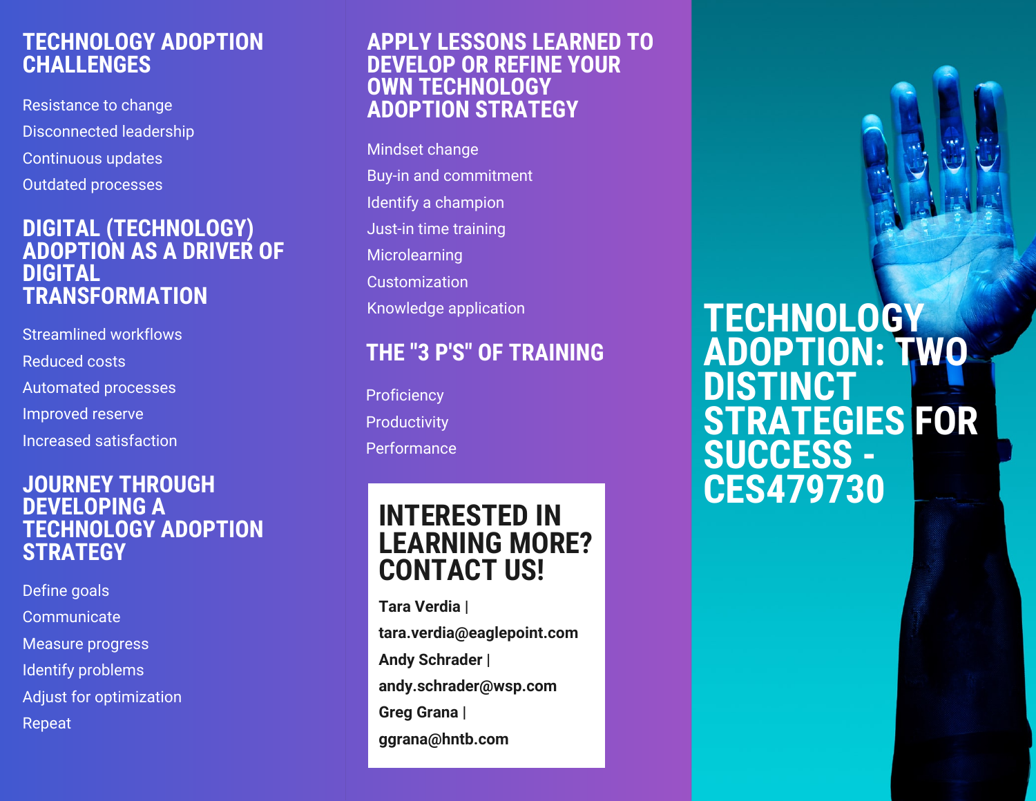# TECHNOLOGY ADOPTION: TWO DISTINCT STRATEGIES FOR SUCCESS - CES479730

## TECHNOLOGY ADOPTION CHALLENGES

Resistance to change

Disconnected leadership

Continuous updates

Outdated processes

## DIGITAL (TECHNOLOGY) ADOPTION AS A DRIVER OF DIGITAL TRANSFORMATION

Streamlined workflows

Reduced costs

Automated processes

Improved reserve

Increased satisfaction

## JOURNEY THROUGH DEVELOPING A TECHNOLOGY ADOPTION STRATEGY

Define goals

Communicate

Measure progress

Identify problems

Adjust for optimization

Repeat

## APPLY LESSONS LEARNED TO DEVELOP OR REFINE YOUR OWN TECHNOLOGY ADOPTION STRATEGY

Mindset change

Buy-in and commitment

Identify a champion

Just-in time training

Microlearning

Customization

Knowledge application

## THE "3 P'S" OF TRAINING

Proficiency

Productivity

Performance

## INTERESTED IN LEARNING MORE? CONTACT US!

**Tara Verdia | tara.verdia@eaglepoint.com**

**Andy Schrader | andy.schrader@wsp.com**

**Greg Grana | ggrana@hntb.com**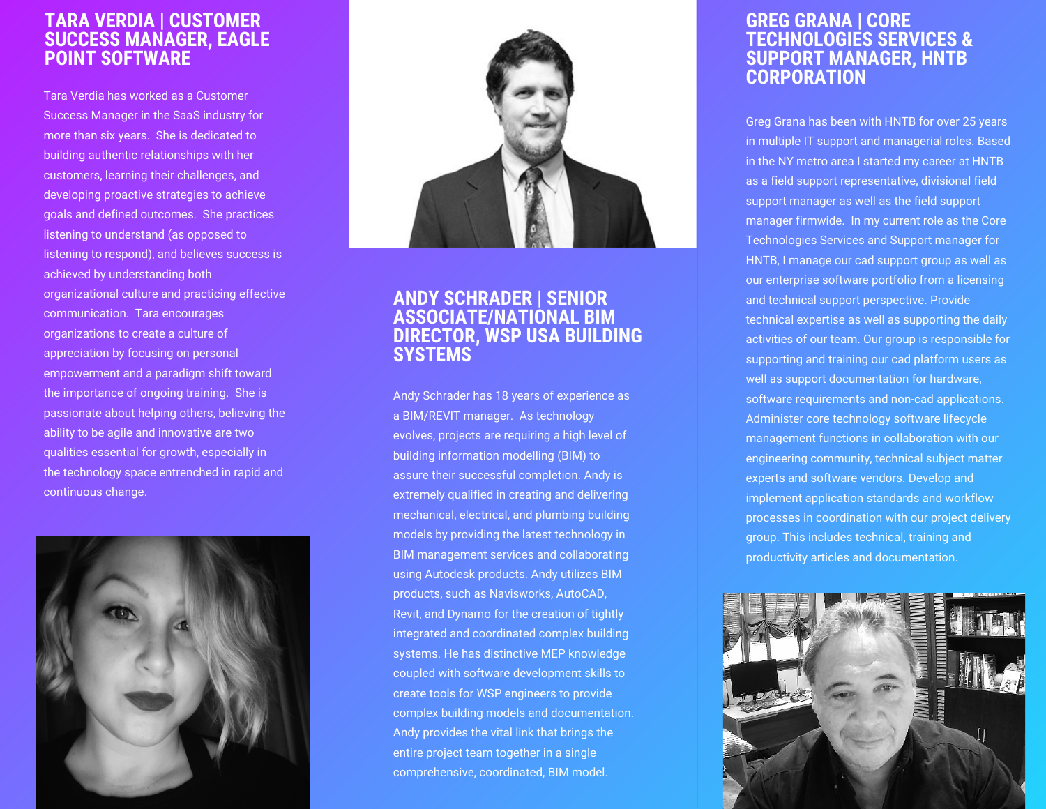## TARA VERDIA | CUSTOMER SUCCESS MANAGER, EAGLE POINT SOFTWARE

Tara Verdia has worked as a Customer Success Manager in the SaaS industry for more than six years. She is dedicated to building authentic relationships with her customers, learning their challenges, and developing proactive strategies to achieve goals and defined outcomes. She practices listening to understand (as opposed to listening to respond), and believes success is achieved by understanding both organizational culture and practicing effective communication. Tara encourages organizations to create a culture of appreciation by focusing on personal empowerment and a paradigm shift toward the importance of ongoing training. She is passionate about helping others, believing the ability to be agile and innovative are two qualities essential for growth, especially in the technology space entrenched in rapid and continuous change.

## ANDY SCHRADER | SENIOR ASSOCIATE/NATIONAL BIM DIRECTOR, WSP USA BUILDING SYSTEMS

Andy Schrader has 18 years of experience as a BIM/REVIT manager. As technology evolves, projects are requiring a high level of building information modelling (BIM) to assure their successful completion. Andy is extremely qualified in creating and delivering mechanical, electrical, and plumbing building models by providing the latest technology in BIM management services and collaborating using Autodesk products. Andy utilizes BIM products, such as Navisworks, AutoCAD, Revit, and Dynamo for the creation of tightly integrated and coordinated complex building systems. He has distinctive MEP knowledge coupled with software development skills to create tools for WSP engineers to provide complex building models and documentation. Andy provides the vital link that brings the entire project team together in a single comprehensive, coordinated, BIM model.

## GREG GRANA | CORE TECHNOLOGIES SERVICES & SUPPORT MANAGER, HNTB CORPORATION

Greg Grana has been with HNTB for over 25 years in multiple IT support and managerial roles. Based in the NY metro area I started my career at HNTB as a field support representative, divisional field support manager as well as the field support manager firmwide. In my current role as the Core Technologies Services and Support manager for HNTB, I manage our cad support group as well as our enterprise software portfolio from a licensing and technical support perspective. Provide technical expertise as well as supporting the daily activities of our team. Our group is responsible for supporting and training our cad platform users as well as support documentation for hardware, software requirements and non-cad applications. Administer core technology software lifecycle management functions in collaboration with our engineering community, technical subject matter experts and software vendors. Develop and implement application standards and workflow processes in coordination with our project delivery group. This includes technical, training and productivity articles and documentation.